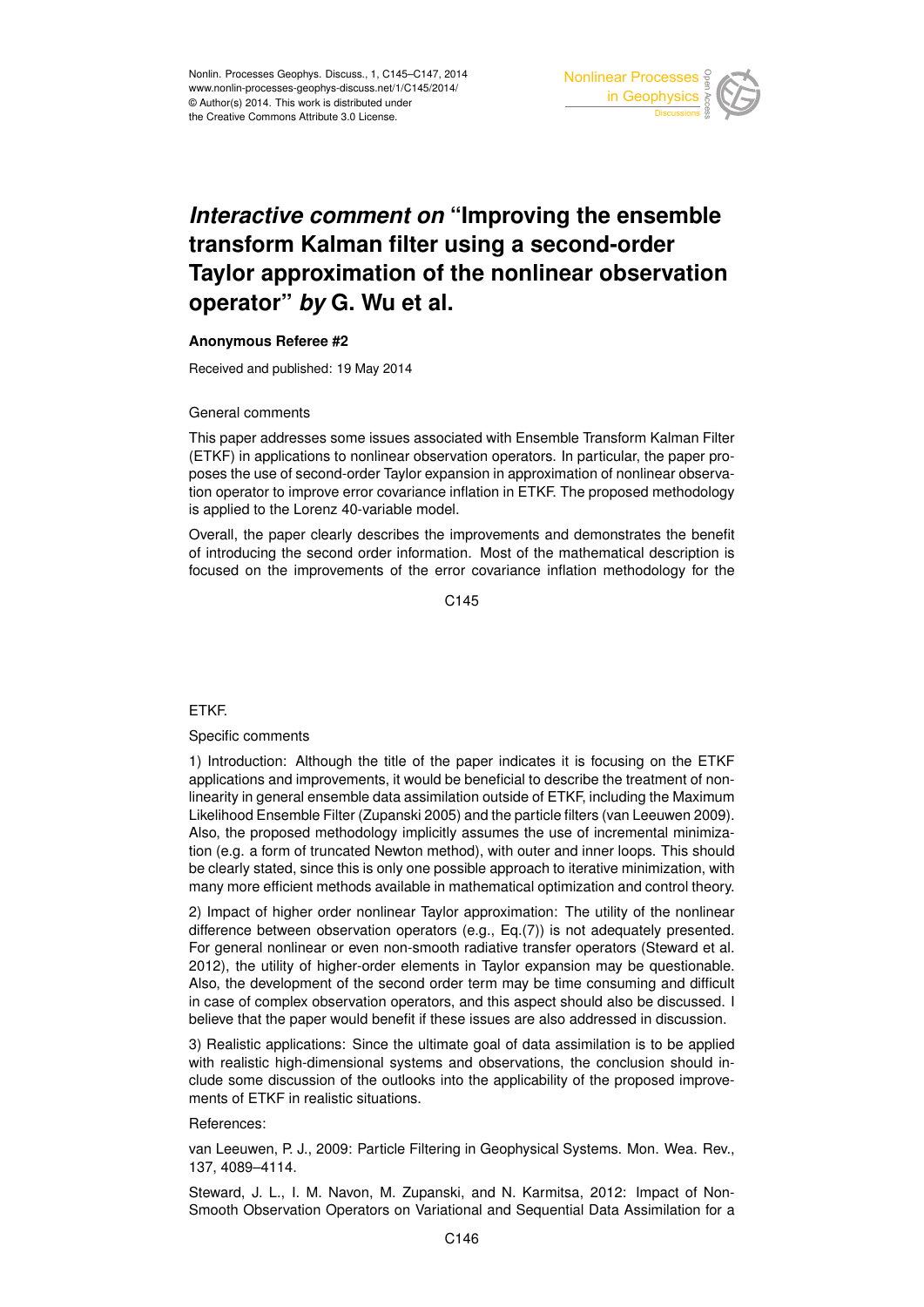# *Interactive comment on* "Improving the ensemble transform Kalman filter using a second-order Taylor approximation of the nonlinear observation operator" *by* G. Wu et al.

**Anonymous Referee #2**

Received and published: 19 May 2014

General comments

This paper addresses some issues associated with Ensemble Transform Kalman Filter (ETKF) in applications to nonlinear observation operators. In particular, the paper proposes the use of second-order Taylor expansion in approximation of nonlinear observation operator to improve error covariance inflation in ETKF. The proposed methodology is applied to the Lorenz 40-variable model.

Overall, the paper clearly describes the improvements and demonstrates the benefit of introducing the second order information. Most of the mathematical description is focused on the improvements of the error covariance inflation methodology for the ETKF.

Specific comments

1) Introduction: Although the title of the paper indicates it is focusing on the ETKF applications and improvements, it would be beneficial to describe the treatment of nonlinearity in general ensemble data assimilation outside of ETKF, including the Maximum Likelihood Ensemble Filter (Zupanski 2005) and the particle filters (van Leeuwen 2009). Also, the proposed methodology implicitly assumes the use of incremental minimization (e.g. a form of truncated Newton method), with outer and inner loops. This should be clearly stated, since this is only one possible approach to iterative minimization, with many more efficient methods available in mathematical optimization and control theory.

2) Impact of higher order nonlinear Taylor approximation: The utility of the nonlinear difference between observation operators (e.g., Eq.(7)) is not adequately presented. For general nonlinear or even non-smooth radiative transfer operators (Steward et al. 2012), the utility of higher-order elements in Taylor expansion may be questionable. Also, the development of the second order term may be time consuming and difficult in case of complex observation operators, and this aspect should also be discussed. I believe that the paper would benefit if these issues are also addressed in discussion.

3) Realistic applications: Since the ultimate goal of data assimilation is to be applied with realistic high-dimensional systems and observations, the conclusion should include some discussion of the outlooks into the applicability of the proposed improvements of ETKF in realistic situations.

References:

van Leeuwen, P. J., 2009: Particle Filtering in Geophysical Systems. Mon. Wea. Rev., 137, 4089–4114.

Steward, J. L., I. M. Navon, M. Zupanski, and N. Karmitsa, 2012: Impact of Non-Smooth Observation Operators on Variational and Sequential Data Assimilation for a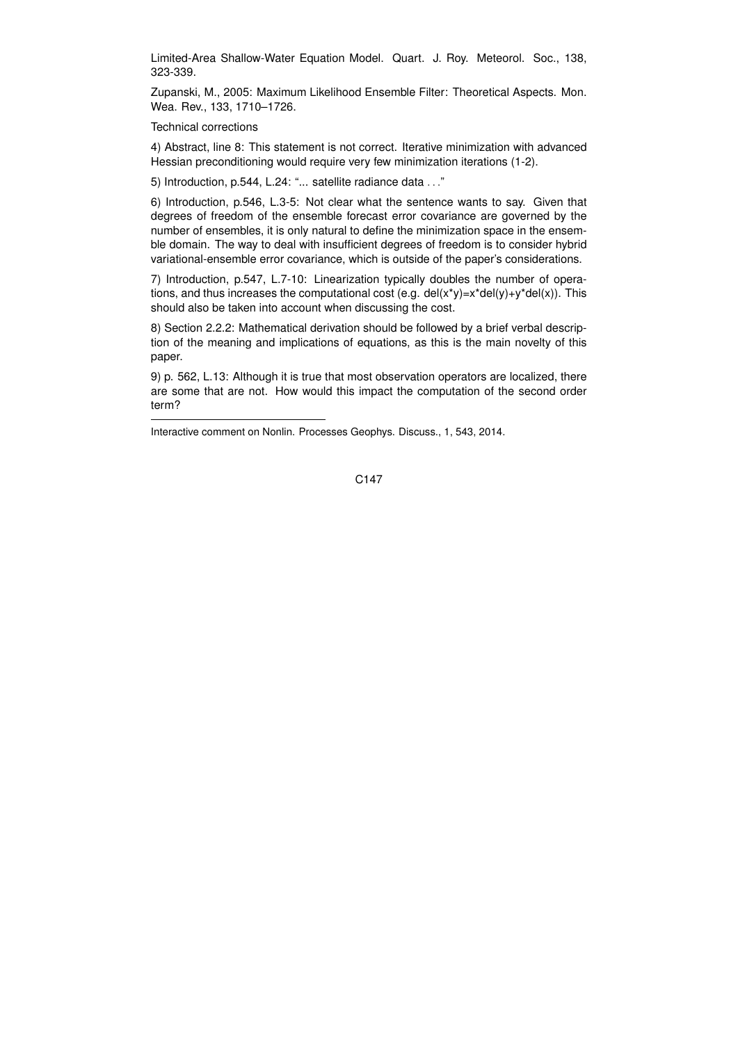Limited-Area Shallow-Water Equation Model. Quart. J. Roy. Meteorol. Soc., 138, 323-339.

Zupanski, M., 2005: Maximum Likelihood Ensemble Filter: Theoretical Aspects. Mon. Wea. Rev., 133, 1710–1726.

Technical corrections

4) Abstract, line 8: This statement is not correct. Iterative minimization with advanced Hessian preconditioning would require very few minimization iterations (1-2).

5) Introduction, p.544, L.24: "... satellite radiance data . . ."

6) Introduction, p.546, L.3-5: Not clear what the sentence wants to say. Given that degrees of freedom of the ensemble forecast error covariance are governed by the number of ensembles, it is only natural to define the minimization space in the ensemble domain. The way to deal with insufficient degrees of freedom is to consider hybrid variational-ensemble error covariance, which is outside of the paper's considerations.

7) Introduction, p.547, L.7-10: Linearization typically doubles the number of operations, and thus increases the computational cost (e.g. del(x*y)=x*del(y)+y*del(x)). This should also be taken into account when discussing the cost.

8) Section 2.2.2: Mathematical derivation should be followed by a brief verbal description of the meaning and implications of equations, as this is the main novelty of this paper.

9) p. 562, L.13: Although it is true that most observation operators are localized, there are some that are not. How would this impact the computation of the second order term?

---

Interactive comment on Nonlin. Processes Geophys. Discuss., 1, 543, 2014.